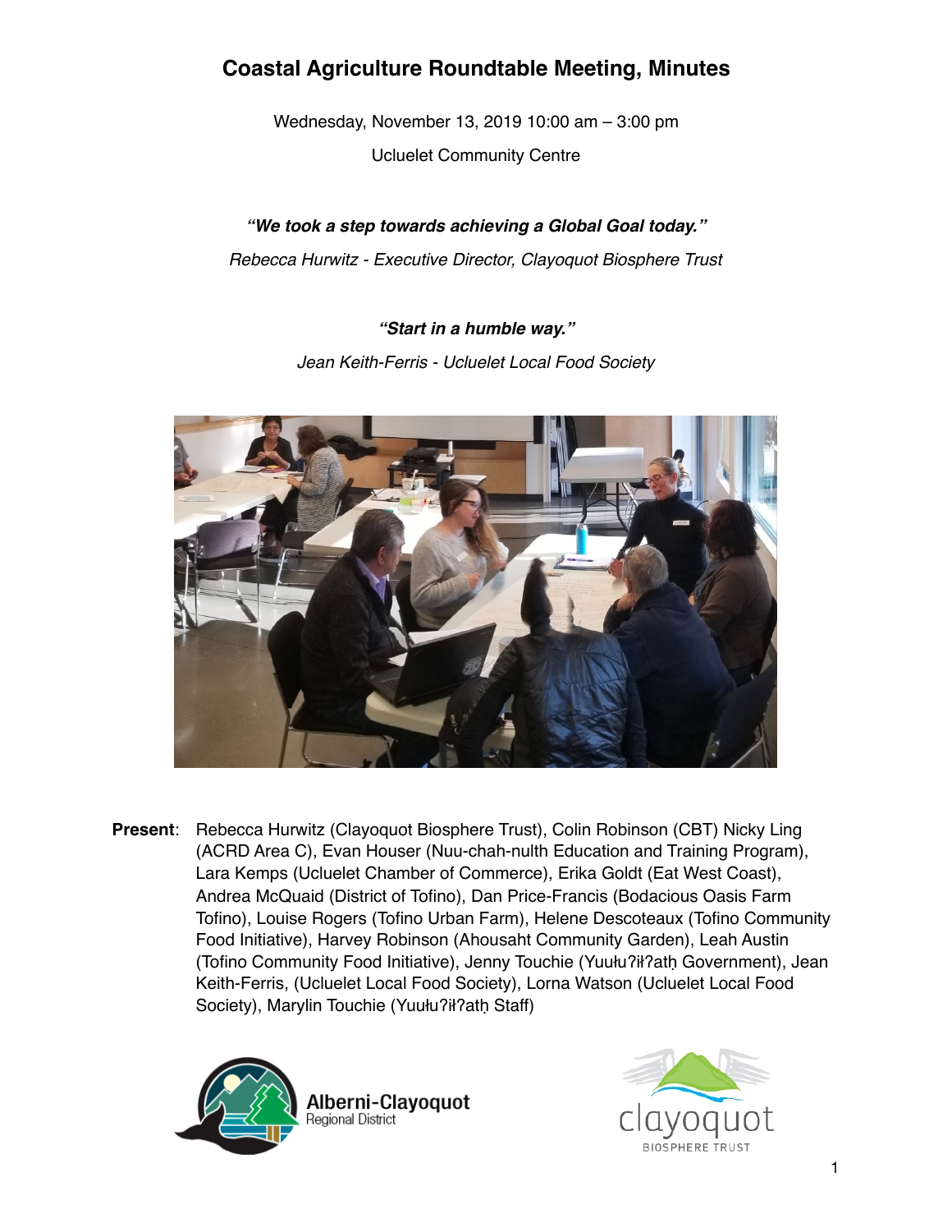# Coastal Agriculture Roundtable Meeting, Minutes

Wednesday, November 13, 2019 10:00 am – 3:00 pm

Ucluelet Community Centre

***"We took a step towards achieving a Global Goal today."***

*Rebecca Hurwitz - Executive Director, Clayoquot Biosphere Trust*

***"Start in a humble way."***

*Jean Keith-Ferris - Ucluelet Local Food Society*

**Present**: Rebecca Hurwitz (Clayoquot Biosphere Trust), Colin Robinson (CBT) Nicky Ling (ACRD Area C), Evan Houser (Nuu-chah-nulth Education and Training Program), Lara Kemps (Ucluelet Chamber of Commerce), Erika Goldt (Eat West Coast), Andrea McQuaid (District of Tofino), Dan Price-Francis (Bodacious Oasis Farm Tofino), Louise Rogers (Tofino Urban Farm), Helene Descoteaux (Tofino Community Food Initiative), Harvey Robinson (Ahousaht Community Garden), Leah Austin (Tofino Community Food Initiative), Jenny Touchie (Yuułuʔiłʔatḥ Government), Jean Keith-Ferris, (Ucluelet Local Food Society), Lorna Watson (Ucluelet Local Food Society), Marylin Touchie (Yuułuʔiłʔatḥ Staff)

Alberni-Clayoquot Regional District

clayoquot BIOSPHERE TRUST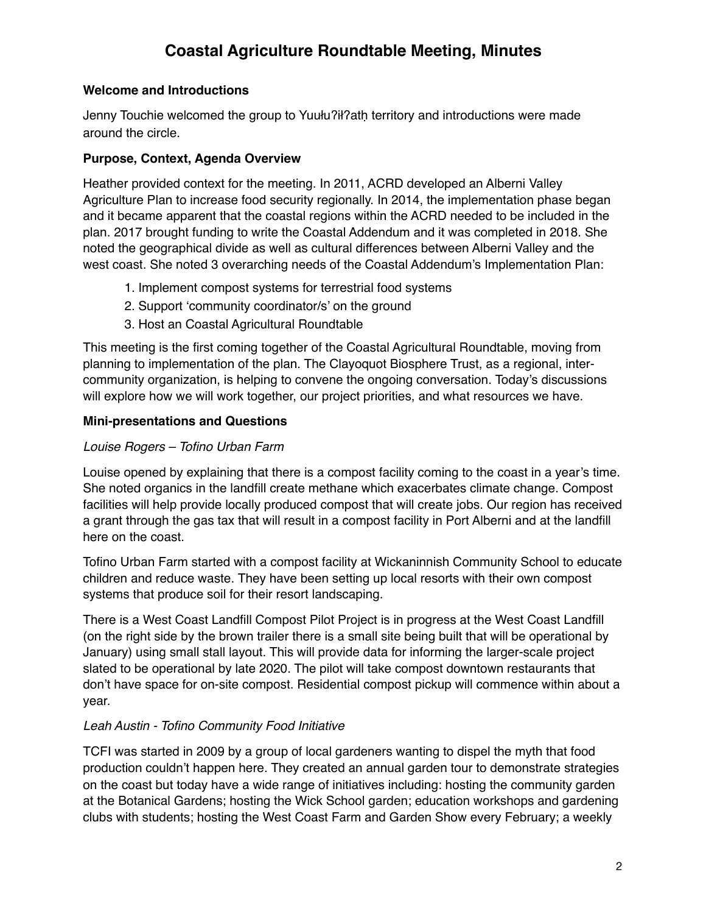# Coastal Agriculture Roundtable Meeting, Minutes

**Welcome and Introductions**

Jenny Touchie welcomed the group to Yuułuʔiłʔatḥ territory and introductions were made around the circle.

**Purpose, Context, Agenda Overview**

Heather provided context for the meeting. In 2011, ACRD developed an Alberni Valley Agriculture Plan to increase food security regionally. In 2014, the implementation phase began and it became apparent that the coastal regions within the ACRD needed to be included in the plan. 2017 brought funding to write the Coastal Addendum and it was completed in 2018. She noted the geographical divide as well as cultural differences between Alberni Valley and the west coast. She noted 3 overarching needs of the Coastal Addendum's Implementation Plan:

1. Implement compost systems for terrestrial food systems
2. Support 'community coordinator/s' on the ground
3. Host an Coastal Agricultural Roundtable

This meeting is the first coming together of the Coastal Agricultural Roundtable, moving from planning to implementation of the plan. The Clayoquot Biosphere Trust, as a regional, inter-community organization, is helping to convene the ongoing conversation. Today's discussions will explore how we will work together, our project priorities, and what resources we have.

**Mini-presentations and Questions**

*Louise Rogers – Tofino Urban Farm*

Louise opened by explaining that there is a compost facility coming to the coast in a year's time. She noted organics in the landfill create methane which exacerbates climate change. Compost facilities will help provide locally produced compost that will create jobs. Our region has received a grant through the gas tax that will result in a compost facility in Port Alberni and at the landfill here on the coast.

Tofino Urban Farm started with a compost facility at Wickaninnish Community School to educate children and reduce waste. They have been setting up local resorts with their own compost systems that produce soil for their resort landscaping.

There is a West Coast Landfill Compost Pilot Project is in progress at the West Coast Landfill (on the right side by the brown trailer there is a small site being built that will be operational by January) using small stall layout. This will provide data for informing the larger-scale project slated to be operational by late 2020. The pilot will take compost downtown restaurants that don't have space for on-site compost. Residential compost pickup will commence within about a year.

*Leah Austin - Tofino Community Food Initiative*

TCFI was started in 2009 by a group of local gardeners wanting to dispel the myth that food production couldn't happen here. They created an annual garden tour to demonstrate strategies on the coast but today have a wide range of initiatives including: hosting the community garden at the Botanical Gardens; hosting the Wick School garden; education workshops and gardening clubs with students; hosting the West Coast Farm and Garden Show every February; a weekly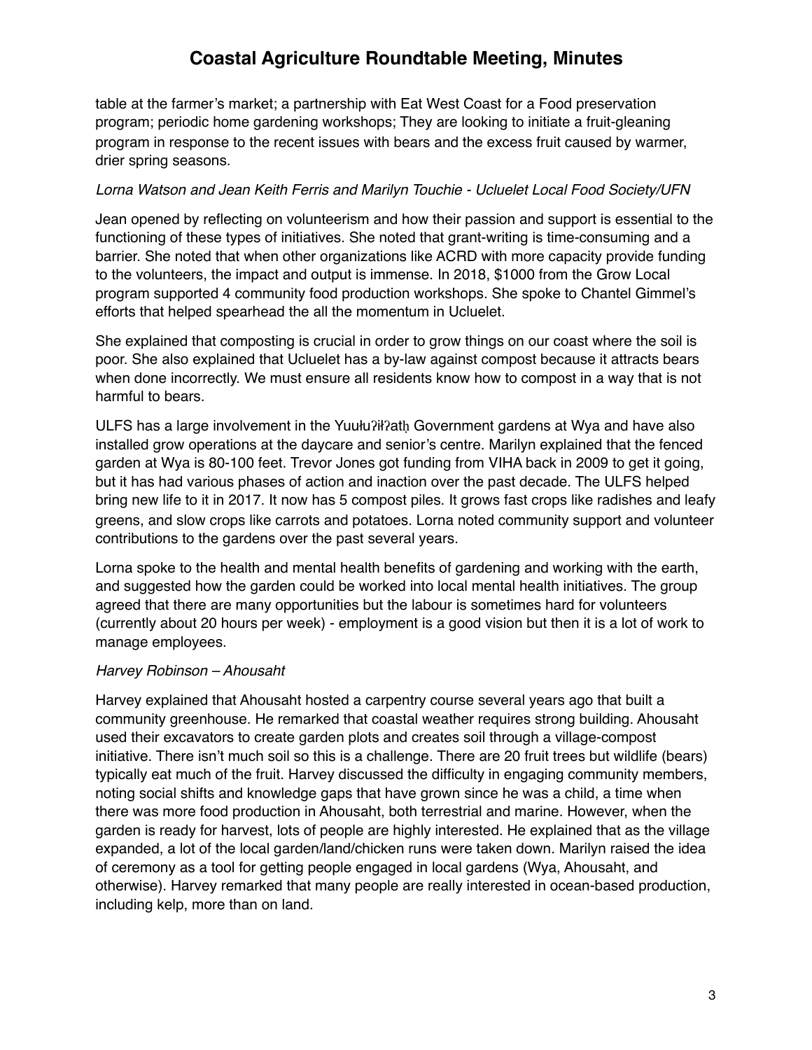table at the farmer's market; a partnership with Eat West Coast for a Food preservation program; periodic home gardening workshops; They are looking to initiate a fruit-gleaning program in response to the recent issues with bears and the excess fruit caused by warmer, drier spring seasons.

*Lorna Watson and Jean Keith Ferris and Marilyn Touchie - Ucluelet Local Food Society/UFN*

Jean opened by reflecting on volunteerism and how their passion and support is essential to the functioning of these types of initiatives. She noted that grant-writing is time-consuming and a barrier. She noted that when other organizations like ACRD with more capacity provide funding to the volunteers, the impact and output is immense. In 2018, $1000 from the Grow Local program supported 4 community food production workshops. She spoke to Chantel Gimmel's efforts that helped spearhead the all the momentum in Ucluelet.

She explained that composting is crucial in order to grow things on our coast where the soil is poor. She also explained that Ucluelet has a by-law against compost because it attracts bears when done incorrectly. We must ensure all residents know how to compost in a way that is not harmful to bears.

ULFS has a large involvement in the Yuułuʔiłʔatḥ Government gardens at Wya and have also installed grow operations at the daycare and senior's centre. Marilyn explained that the fenced garden at Wya is 80-100 feet. Trevor Jones got funding from VIHA back in 2009 to get it going, but it has had various phases of action and inaction over the past decade. The ULFS helped bring new life to it in 2017. It now has 5 compost piles. It grows fast crops like radishes and leafy greens, and slow crops like carrots and potatoes. Lorna noted community support and volunteer contributions to the gardens over the past several years.

Lorna spoke to the health and mental health benefits of gardening and working with the earth, and suggested how the garden could be worked into local mental health initiatives. The group agreed that there are many opportunities but the labour is sometimes hard for volunteers (currently about 20 hours per week) - employment is a good vision but then it is a lot of work to manage employees.

*Harvey Robinson – Ahousaht*

Harvey explained that Ahousaht hosted a carpentry course several years ago that built a community greenhouse. He remarked that coastal weather requires strong building. Ahousaht used their excavators to create garden plots and creates soil through a village-compost initiative. There isn't much soil so this is a challenge. There are 20 fruit trees but wildlife (bears) typically eat much of the fruit. Harvey discussed the difficulty in engaging community members, noting social shifts and knowledge gaps that have grown since he was a child, a time when there was more food production in Ahousaht, both terrestrial and marine. However, when the garden is ready for harvest, lots of people are highly interested. He explained that as the village expanded, a lot of the local garden/land/chicken runs were taken down. Marilyn raised the idea of ceremony as a tool for getting people engaged in local gardens (Wya, Ahousaht, and otherwise). Harvey remarked that many people are really interested in ocean-based production, including kelp, more than on land.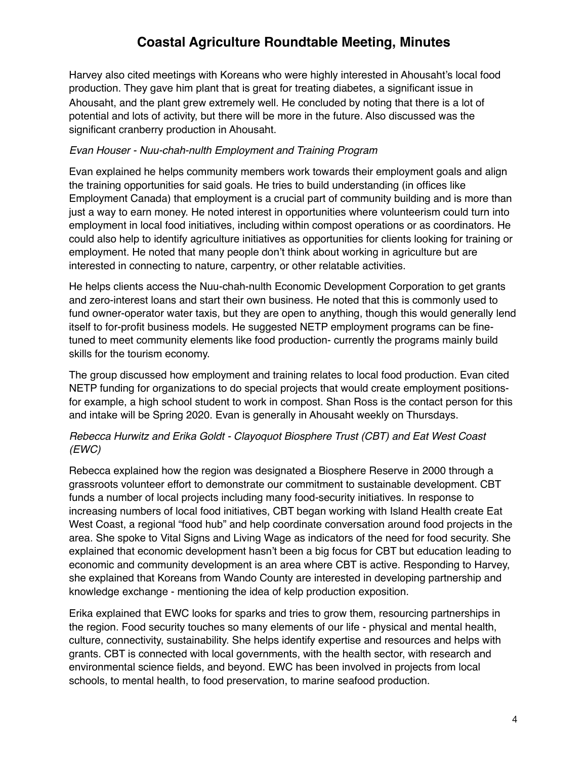Harvey also cited meetings with Koreans who were highly interested in Ahousaht's local food production. They gave him plant that is great for treating diabetes, a significant issue in Ahousaht, and the plant grew extremely well. He concluded by noting that there is a lot of potential and lots of activity, but there will be more in the future. Also discussed was the significant cranberry production in Ahousaht.

*Evan Houser - Nuu-chah-nulth Employment and Training Program*

Evan explained he helps community members work towards their employment goals and align the training opportunities for said goals. He tries to build understanding (in offices like Employment Canada) that employment is a crucial part of community building and is more than just a way to earn money. He noted interest in opportunities where volunteerism could turn into employment in local food initiatives, including within compost operations or as coordinators. He could also help to identify agriculture initiatives as opportunities for clients looking for training or employment. He noted that many people don't think about working in agriculture but are interested in connecting to nature, carpentry, or other relatable activities.

He helps clients access the Nuu-chah-nulth Economic Development Corporation to get grants and zero-interest loans and start their own business. He noted that this is commonly used to fund owner-operator water taxis, but they are open to anything, though this would generally lend itself to for-profit business models. He suggested NETP employment programs can be fine-tuned to meet community elements like food production- currently the programs mainly build skills for the tourism economy.

The group discussed how employment and training relates to local food production. Evan cited NETP funding for organizations to do special projects that would create employment positions- for example, a high school student to work in compost. Shan Ross is the contact person for this and intake will be Spring 2020. Evan is generally in Ahousaht weekly on Thursdays.

*Rebecca Hurwitz and Erika Goldt - Clayoquot Biosphere Trust (CBT) and Eat West Coast (EWC)*

Rebecca explained how the region was designated a Biosphere Reserve in 2000 through a grassroots volunteer effort to demonstrate our commitment to sustainable development. CBT funds a number of local projects including many food-security initiatives. In response to increasing numbers of local food initiatives, CBT began working with Island Health create Eat West Coast, a regional "food hub" and help coordinate conversation around food projects in the area. She spoke to Vital Signs and Living Wage as indicators of the need for food security. She explained that economic development hasn't been a big focus for CBT but education leading to economic and community development is an area where CBT is active. Responding to Harvey, she explained that Koreans from Wando County are interested in developing partnership and knowledge exchange - mentioning the idea of kelp production exposition.

Erika explained that EWC looks for sparks and tries to grow them, resourcing partnerships in the region. Food security touches so many elements of our life - physical and mental health, culture, connectivity, sustainability. She helps identify expertise and resources and helps with grants. CBT is connected with local governments, with the health sector, with research and environmental science fields, and beyond. EWC has been involved in projects from local schools, to mental health, to food preservation, to marine seafood production.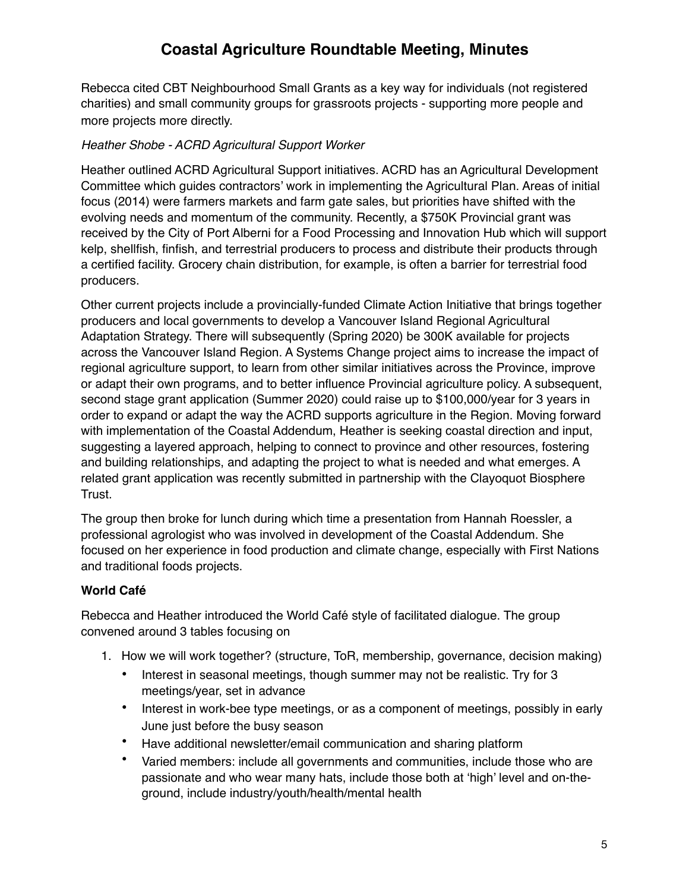Rebecca cited CBT Neighbourhood Small Grants as a key way for individuals (not registered charities) and small community groups for grassroots projects - supporting more people and more projects more directly.

*Heather Shobe - ACRD Agricultural Support Worker*

Heather outlined ACRD Agricultural Support initiatives. ACRD has an Agricultural Development Committee which guides contractors' work in implementing the Agricultural Plan. Areas of initial focus (2014) were farmers markets and farm gate sales, but priorities have shifted with the evolving needs and momentum of the community. Recently, a $750K Provincial grant was received by the City of Port Alberni for a Food Processing and Innovation Hub which will support kelp, shellfish, finfish, and terrestrial producers to process and distribute their products through a certified facility. Grocery chain distribution, for example, is often a barrier for terrestrial food producers.

Other current projects include a provincially-funded Climate Action Initiative that brings together producers and local governments to develop a Vancouver Island Regional Agricultural Adaptation Strategy. There will subsequently (Spring 2020) be 300K available for projects across the Vancouver Island Region. A Systems Change project aims to increase the impact of regional agriculture support, to learn from other similar initiatives across the Province, improve or adapt their own programs, and to better influence Provincial agriculture policy. A subsequent, second stage grant application (Summer 2020) could raise up to $100,000/year for 3 years in order to expand or adapt the way the ACRD supports agriculture in the Region. Moving forward with implementation of the Coastal Addendum, Heather is seeking coastal direction and input, suggesting a layered approach, helping to connect to province and other resources, fostering and building relationships, and adapting the project to what is needed and what emerges. A related grant application was recently submitted in partnership with the Clayoquot Biosphere Trust.

The group then broke for lunch during which time a presentation from Hannah Roessler, a professional agrologist who was involved in development of the Coastal Addendum. She focused on her experience in food production and climate change, especially with First Nations and traditional foods projects.

**World Café**

Rebecca and Heather introduced the World Café style of facilitated dialogue. The group convened around 3 tables focusing on

1. How we will work together? (structure, ToR, membership, governance, decision making)
   - Interest in seasonal meetings, though summer may not be realistic. Try for 3 meetings/year, set in advance
   - Interest in work-bee type meetings, or as a component of meetings, possibly in early June just before the busy season
   - Have additional newsletter/email communication and sharing platform
   - Varied members: include all governments and communities, include those who are passionate and who wear many hats, include those both at 'high' level and on-the-ground, include industry/youth/health/mental health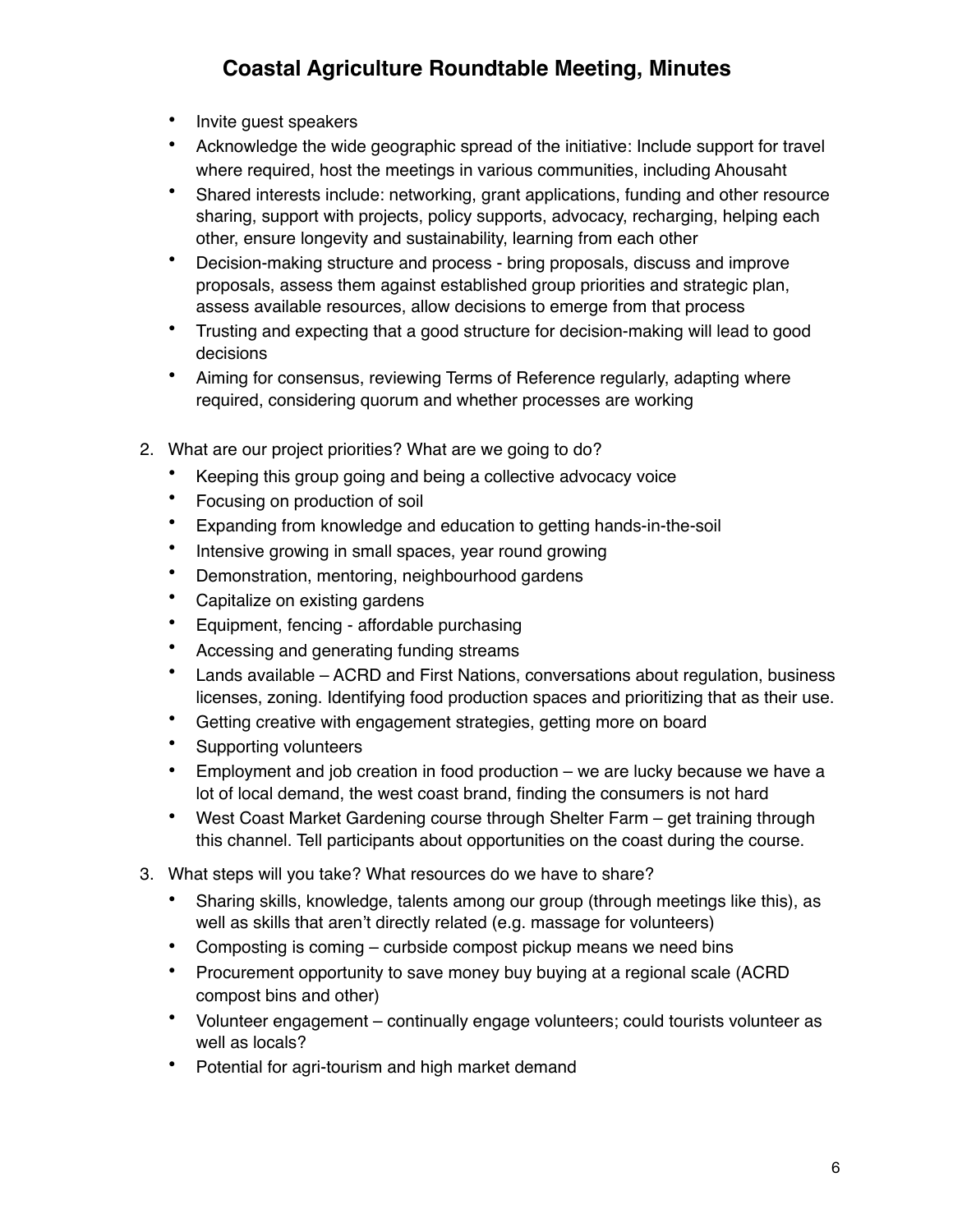# Coastal Agriculture Roundtable Meeting, Minutes

- Invite guest speakers
- Acknowledge the wide geographic spread of the initiative: Include support for travel where required, host the meetings in various communities, including Ahousaht
- Shared interests include: networking, grant applications, funding and other resource sharing, support with projects, policy supports, advocacy, recharging, helping each other, ensure longevity and sustainability, learning from each other
- Decision-making structure and process - bring proposals, discuss and improve proposals, assess them against established group priorities and strategic plan, assess available resources, allow decisions to emerge from that process
- Trusting and expecting that a good structure for decision-making will lead to good decisions
- Aiming for consensus, reviewing Terms of Reference regularly, adapting where required, considering quorum and whether processes are working

2. What are our project priorities? What are we going to do?
   - Keeping this group going and being a collective advocacy voice
   - Focusing on production of soil
   - Expanding from knowledge and education to getting hands-in-the-soil
   - Intensive growing in small spaces, year round growing
   - Demonstration, mentoring, neighbourhood gardens
   - Capitalize on existing gardens
   - Equipment, fencing - affordable purchasing
   - Accessing and generating funding streams
   - Lands available – ACRD and First Nations, conversations about regulation, business licenses, zoning. Identifying food production spaces and prioritizing that as their use.
   - Getting creative with engagement strategies, getting more on board
   - Supporting volunteers
   - Employment and job creation in food production – we are lucky because we have a lot of local demand, the west coast brand, finding the consumers is not hard
   - West Coast Market Gardening course through Shelter Farm – get training through this channel. Tell participants about opportunities on the coast during the course.

3. What steps will you take? What resources do we have to share?
   - Sharing skills, knowledge, talents among our group (through meetings like this), as well as skills that aren't directly related (e.g. massage for volunteers)
   - Composting is coming – curbside compost pickup means we need bins
   - Procurement opportunity to save money buy buying at a regional scale (ACRD compost bins and other)
   - Volunteer engagement – continually engage volunteers; could tourists volunteer as well as locals?
   - Potential for agri-tourism and high market demand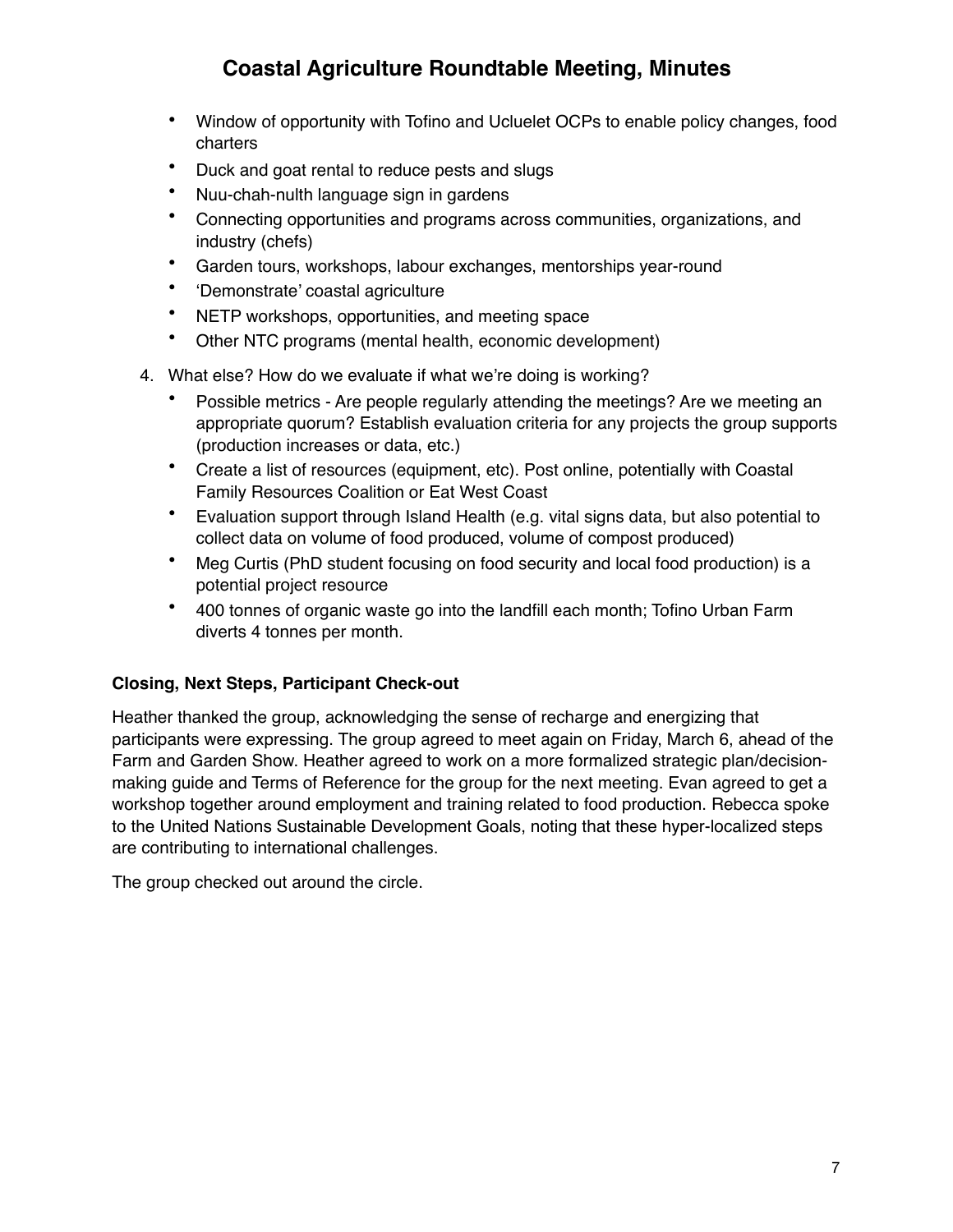- Window of opportunity with Tofino and Ucluelet OCPs to enable policy changes, food charters
- Duck and goat rental to reduce pests and slugs
- Nuu-chah-nulth language sign in gardens
- Connecting opportunities and programs across communities, organizations, and industry (chefs)
- Garden tours, workshops, labour exchanges, mentorships year-round
- 'Demonstrate' coastal agriculture
- NETP workshops, opportunities, and meeting space
- Other NTC programs (mental health, economic development)

4. What else? How do we evaluate if what we're doing is working?
   - Possible metrics - Are people regularly attending the meetings? Are we meeting an appropriate quorum? Establish evaluation criteria for any projects the group supports (production increases or data, etc.)
   - Create a list of resources (equipment, etc). Post online, potentially with Coastal Family Resources Coalition or Eat West Coast
   - Evaluation support through Island Health (e.g. vital signs data, but also potential to collect data on volume of food produced, volume of compost produced)
   - Meg Curtis (PhD student focusing on food security and local food production) is a potential project resource
   - 400 tonnes of organic waste go into the landfill each month; Tofino Urban Farm diverts 4 tonnes per month.

**Closing, Next Steps, Participant Check-out**

Heather thanked the group, acknowledging the sense of recharge and energizing that participants were expressing. The group agreed to meet again on Friday, March 6, ahead of the Farm and Garden Show. Heather agreed to work on a more formalized strategic plan/decision-making guide and Terms of Reference for the group for the next meeting. Evan agreed to get a workshop together around employment and training related to food production. Rebecca spoke to the United Nations Sustainable Development Goals, noting that these hyper-localized steps are contributing to international challenges.

The group checked out around the circle.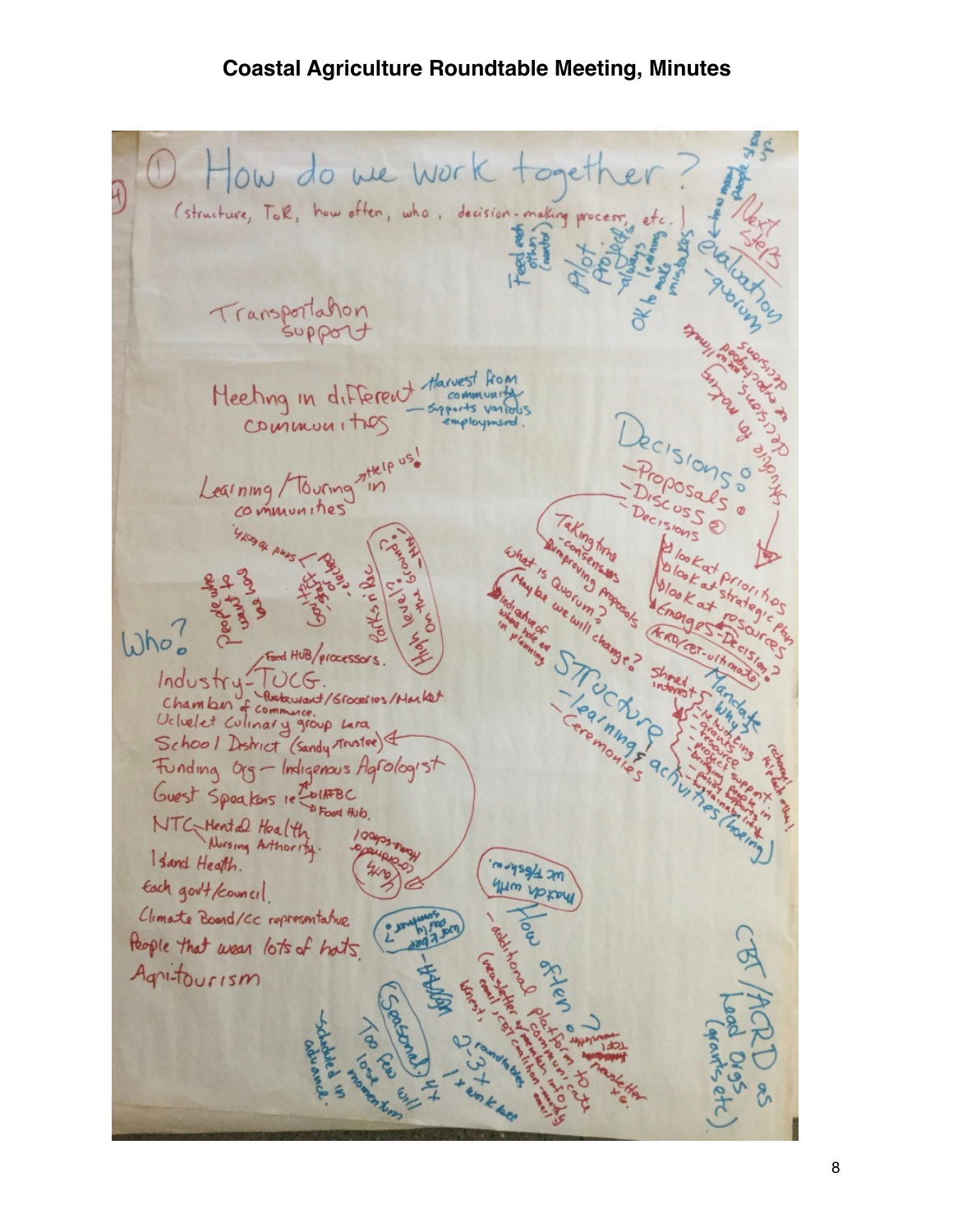# Coastal Agriculture Roundtable Meeting, Minutes

① How do we work together?

(structure, ToR, how often, who, decision-making process, etc.)

Transportation support

Meeting in different communities
- Harvest from community
- Supports various employment.

Learning/Touring in communities → Help us!

Who?

Industry - TUCG.
- Food HUB/processors.
- Restaurant/Groceries/Market

Chamber of Commerce.

Ucluelet Culinary group Lara

School District (Sandy Trustee)

Funding Org - Indigenous Agrologist

Guest Speakers ie
- IAFBC
- Food Hub.

NTC - Mental Health
- Nursing Authority.

Island Health.

Each gov't/council.

Climate Board/CC representative

People that wear lots of hats.

Agri-tourism

Next steps
- evaluation
- quorum

Feed each other (mentor)

Pilot projects - always learning

OK to make mistakes

Decisions:
- Proposals
- Discuss
- Decisions

- look at priorities
- look at strategic plan
- look at resources
- Emerges - Decision?

ACRD/CBT - ultimate

Taking time
- consensus
- improving proposals

What is Quorum?

Maybe we will change?

Indication of whose role in planning

Structure
- learning & activities (touring)
- Ceremonies

Mandate
- Why?
- networking
- grants
- resource
- projects
- bringing support
- policy
- sustainability

Shared interest

How often?
- additional platform to communicate (newsletter, email, CBT coalition, monthly)
- 2-3+ roundtables
- 1x week
- Seasonal 4+
- Too few will lose momentum
- scheduled in advance.

Match with ucl./Tofino

CBT/ACRD as Lead Orgs (grants etc.)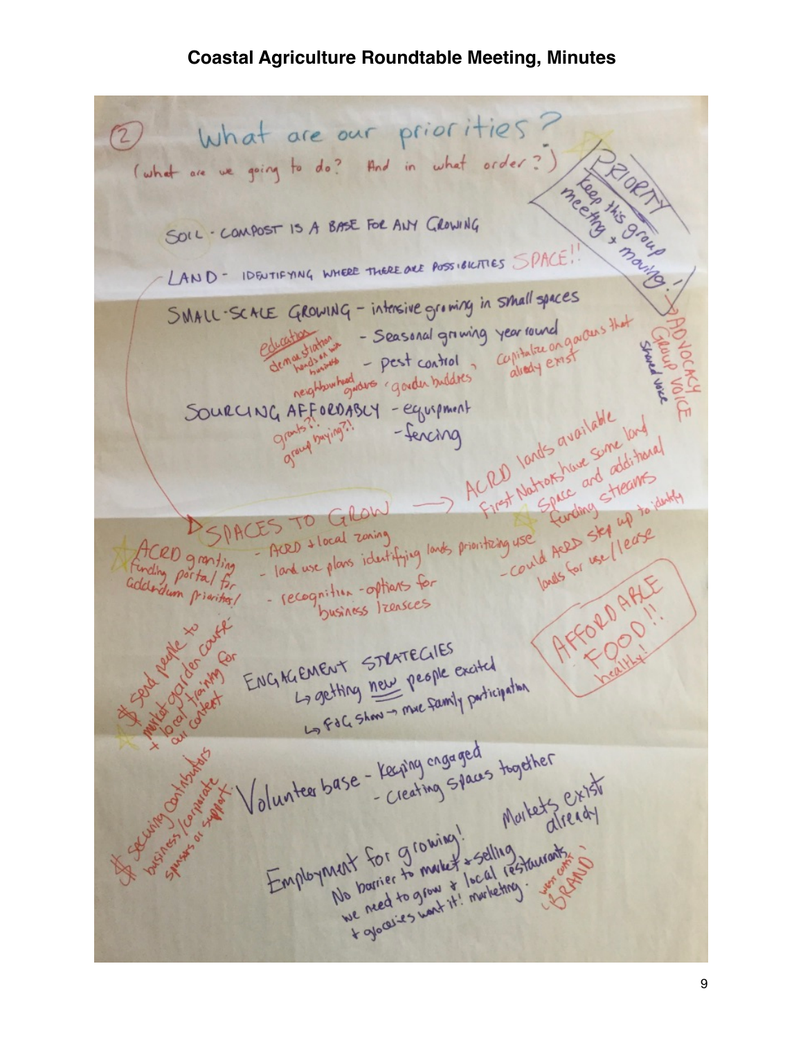# Coastal Agriculture Roundtable Meeting, Minutes

## ② What are our priorities?

(what are we going to do? And in what order?)

**PRIORITY** keep this group meeting + moving!

**ADVOCACY** Group VOICE Shared voice

SOIL - COMPOST IS A BASE FOR ANY GROWING

LAND - IDENTIFYING WHERE THERE ARE POSSIBILITIES SPACE!!

SMALL-SCALE GROWING - intensive growing in small spaces

- Seasonal growing year round
- pest control, garden buddies
- education, demonstration, hands on with business
- neighbourhood gardens
- capitalize on gardens that already exist

SOURCING AFFORDABLY - equipment

- fencing
- grants?! group buying?!

SPACES TO GROW → ACRD lands available, First Nations have some land space and additional funding streams

- ACRD + local zoning
- land use plans identifying lands prioritizing use
- recognition - options for business licenses
- could ACRD step up to identify lands for use/lease

ACRD granting funding portal for addendum priorities!

AFFORDABLE FOOD!! healthy!

ENGAGEMENT STRATEGIES

- ↳ getting new people excited
- ↳ F&G Show → more family participation

$ send people to market garden course + local training for our context

$ securing contributors business/corporate sponsors or support.

Volunteer base - keeping engaged

- creating spaces together

Employment for growing! No barrier to market + selling

we need to grow + local restaurants + groceries want it! marketing. Markets exist already

'BRAND' west coast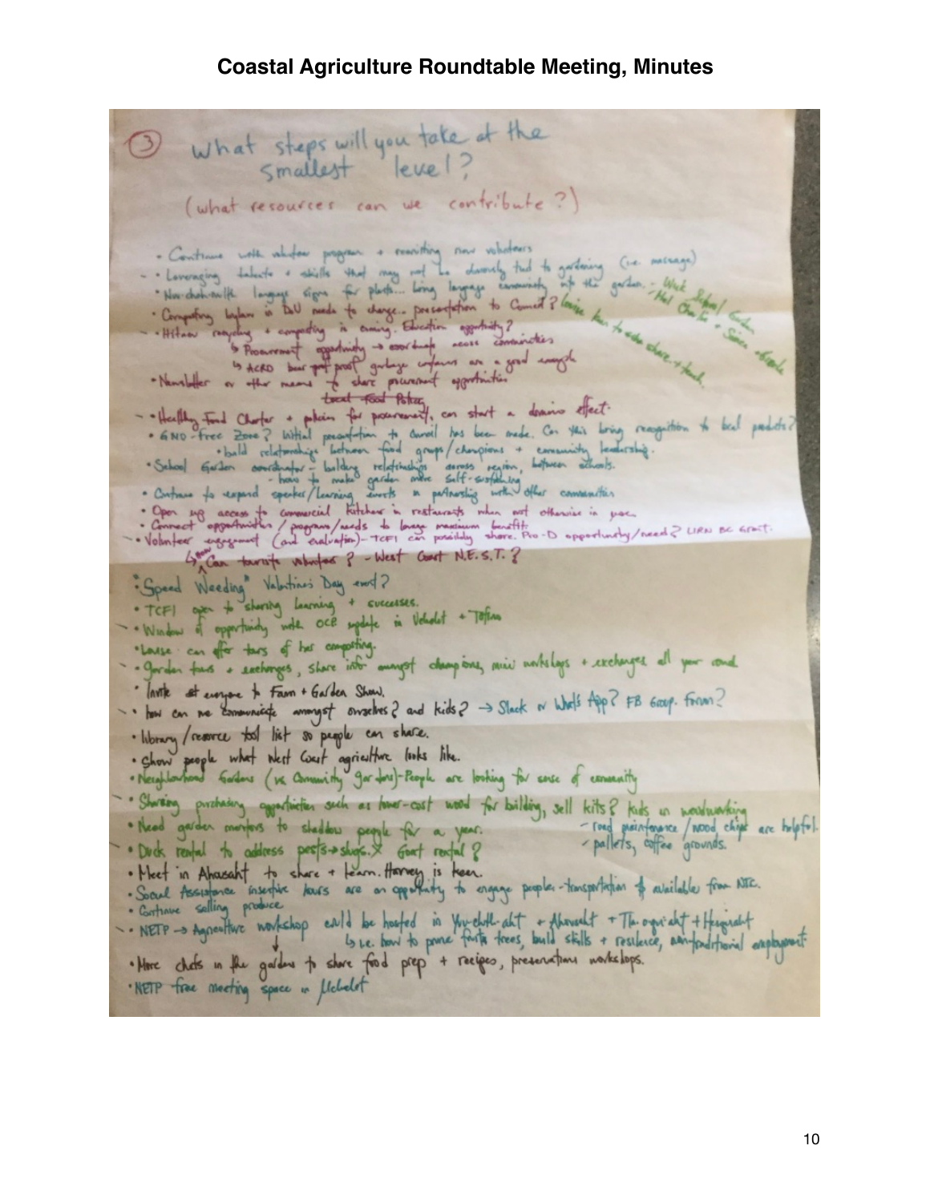# Coastal Agriculture Roundtable Meeting, Minutes

③ What steps will you take at the smallest level?

(what resources can we contribute?)

- Continue with volunteer program + recruiting new volunteers
- Leveraging talents + skills that may not be directly tied to gardening (i.e. massage)
- Non-chah-nulth language signs for plots... bring language community into the garden. - Wick School Garden - Hol Chalkt - Sima ofwale
- Composting bylaw in DU needs to change.. presentation to Council? Louise has to also share + fund.
- Hitacu recycling + composting is coming. Education opportunity?
  - ↳ Procurement opportunity → coordinate across communities
  - ↳ ACRD bear proof garbage enforcers are a good example
- Newsletter or other means to share procurement opportunities
- Healthy Food Charter + policies for procurement ~~local food policy~~, can start a domino effect.
- GMO-free Zone? Initial presentation to Council has been made. Can this bring recognition to local products?
  - build relationships between food groups/champions + community leadership.
- School Garden coordinator - building relationships across region, between schools.
  - how to make garden more self-sustaining
- Continue to expand speaker/learning events in partnership with other communities
- Open up access to commercial kitchens in restaurants when not otherwise in use.
- Connect opportunities / programs / needs to leverage maximum benefit.
- Volunteer engagement (and evaluation) - TCFI can possibly share. Pro-D opportunity/need? URN BC Grant.
  - ↳ Can tourists volunteer? - West Coast N.E.S.T.?
- "Speed Weeding" Valentines Day event?
- TCFI open to sharing learning + successes.
- Window of opportunity with OCP update in Ucluelet + Tofino
- Louise can offer tours of her composting.
- Garden tours + exchanges, share info amongst champions, mini workshops + exchanges all year round
- Invite ~~at~~ everyone to Farm + Garden Show.
- how can we communicate amongst ourselves? and kids? → Slack or What's App? FB Group. Forum?
- library / resource tool list so people can share.
- Show people what West Coast agriculture looks like.
- Neighbourhood Gardens (vs Community Gardens) - People are looking for sense of community
- Sharing purchasing opportunities such as lower-cost wood for building, sell kits? kids in woodworking
  - road maintenance / wood chips are helpful.
  - pallets, coffee grounds.
- Need garden mentors to shadow people for a year.
- Duck rental to address pests → slugs. ✗ Goat rental?
- Meet in Ahousaht to share + learn. Harvey is keen.
- Social Assistance incentive hours are an opportunity to engage people. - transportation $ available from NTC.
- Continue selling produce
- NETP → Agriculture workshop could be hosted in Yuu-cluth-aht + Ahousaht + Tla-o-qui-aht + Hesquiaht
  - ↳ i.e. how to prune fruit trees, build skills + resilience, non-traditional employment
- More chefs in the garden to share food prep + recipes, preservation workshops.
- NETP free meeting space in Ucluelet